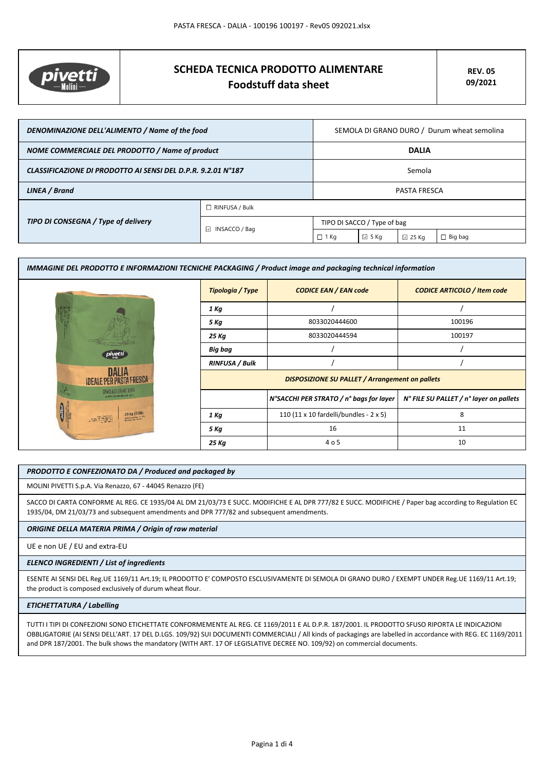# SCHEDA TECNICA PRODOTTO ALIMENTARE
## Foodstuff data sheet

**REV. 05**
**09/2021**

| | | | | | |
|---|---|---|---|---|---|
| ***DENOMINAZIONE DELL'ALIMENTO / Name of the food*** | | SEMOLA DI GRANO DURO / Durum wheat semolina | | | |
| ***NOME COMMERCIALE DEL PRODOTTO / Name of product*** | | **DALIA** | | | |
| ***CLASSIFICAZIONE DI PRODOTTO AI SENSI DEL D.P.R. 9.2.01 N°187*** | | Semola | | | |
| ***LINEA / Brand*** | | PASTA FRESCA | | | |
| ***TIPO DI CONSEGNA / Type of delivery*** | ☐ RINFUSA / Bulk | | | | |
| | ☑ INSACCO / Bag | TIPO DI SACCO / Type of bag | | | |
| | | ☐ 1 Kg | ☑ 5 Kg | ☑ 25 Kg | ☐ Big bag |

### *IMMAGINE DEL PRODOTTO E INFORMAZIONI TECNICHE PACKAGING / Product image and packaging technical information*

| ***Tipologia / Type*** | ***CODICE EAN / EAN code*** | ***CODICE ARTICOLO / Item code*** |
|---|---|---|
| *1 Kg* | / | / |
| *5 Kg* | 8033020444600 | 100196 |
| *25 Kg* | 8033020444594 | 100197 |
| *Big bag* | / | / |
| *RINFUSA / Bulk* | / | / |
| ***DISPOSIZIONE SU PALLET / Arrangement on pallets*** | | |
| | ***N°SACCHI PER STRATO / n° bags for layer*** | ***N° FILE SU PALLET / n° layer on pallets*** |
| *1 Kg* | 110 (11 x 10 fardelli/bundles - 2 x 5) | 8 |
| *5 Kg* | 16 | 11 |
| *25 Kg* | 4 o 5 | 10 |

### *PRODOTTO E CONFEZIONATO DA / Produced and packaged by*

MOLINI PIVETTI S.p.A. Via Renazzo, 67 - 44045 Renazzo (FE)

SACCO DI CARTA CONFORME AL REG. CE 1935/04 AL DM 21/03/73 E SUCC. MODIFICHE E AL DPR 777/82 E SUCC. MODIFICHE / Paper bag according to Regulation EC 1935/04, DM 21/03/73 and subsequent amendments and DPR 777/82 and subsequent amendments.

### *ORIGINE DELLA MATERIA PRIMA / Origin of raw material*

UE e non UE / EU and extra-EU

### *ELENCO INGREDIENTI / List of ingredients*

ESENTE AI SENSI DEL Reg.UE 1169/11 Art.19; IL PRODOTTO E' COMPOSTO ESCLUSIVAMENTE DI SEMOLA DI GRANO DURO / EXEMPT UNDER Reg.UE 1169/11 Art.19; the product is composed exclusively of durum wheat flour.

### *ETICHETTATURA / Labelling*

TUTTI I TIPI DI CONFEZIONI SONO ETICHETTATE CONFORMEMENTE AL REG. CE 1169/2011 E AL D.P.R. 187/2001. IL PRODOTTO SFUSO RIPORTA LE INDICAZIONI OBBLIGATORIE (AI SENSI DELL'ART. 17 DEL D.LGS. 109/92) SUI DOCUMENTI COMMERCIALI / All kinds of packagings are labelled in accordance with REG. EC 1169/2011 and DPR 187/2001. The bulk shows the mandatory (WITH ART. 17 OF LEGISLATIVE DECREE NO. 109/92) on commercial documents.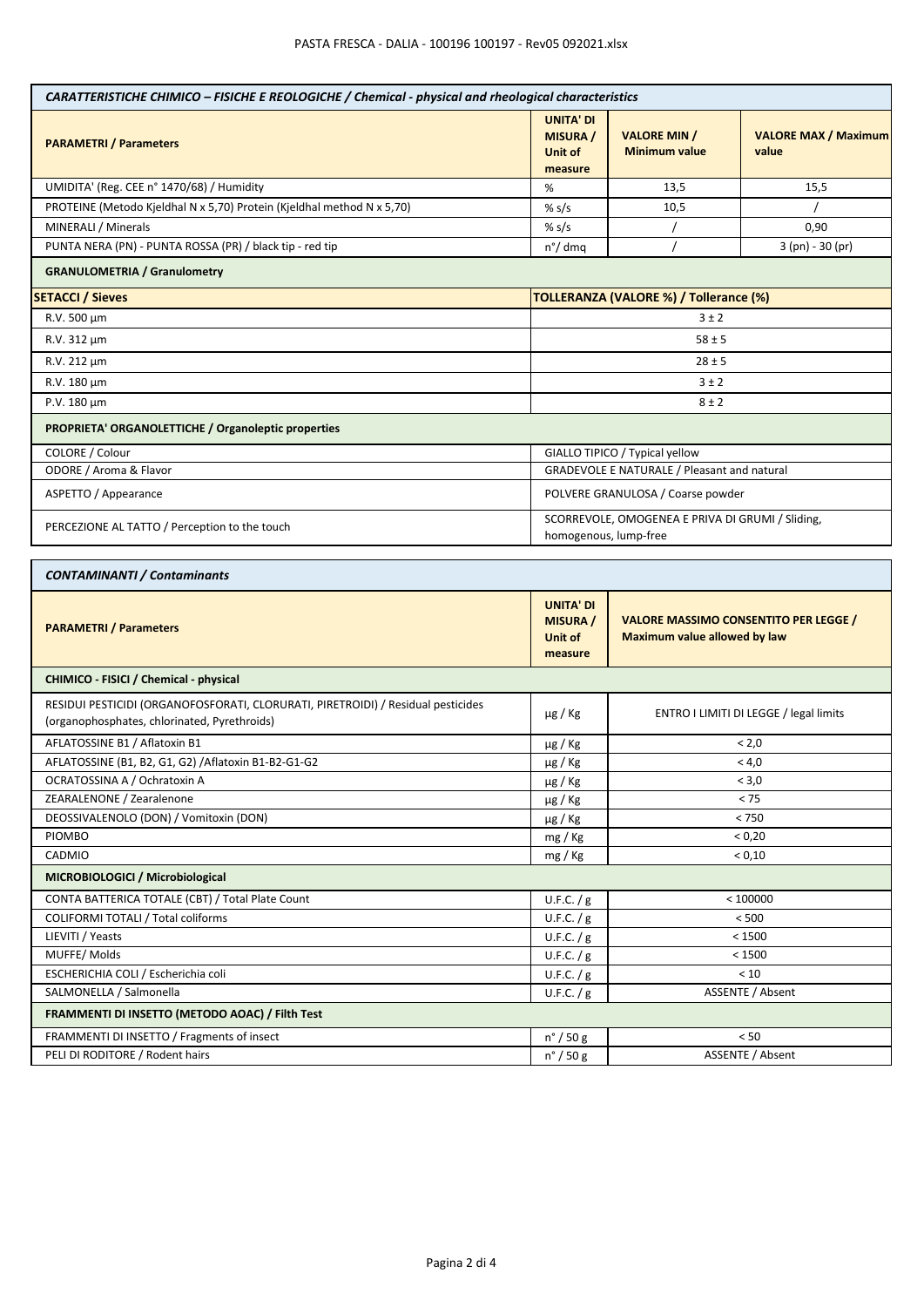| *CARATTERISTICHE CHIMICO – FISICHE E REOLOGICHE / Chemical - physical and rheological characteristics* | | | |
|---|---|---|---|
| **PARAMETRI / Parameters** | **UNITA' DI MISURA / Unit of measure** | **VALORE MIN / Minimum value** | **VALORE MAX / Maximum value** |
| UMIDITA' (Reg. CEE n° 1470/68) / Humidity | % | 13,5 | 15,5 |
| PROTEINE (Metodo Kjeldhal N x 5,70) Protein (Kjeldhal method N x 5,70) | % s/s | 10,5 | / |
| MINERALI / Minerals | % s/s | / | 0,90 |
| PUNTA NERA (PN) - PUNTA ROSSA (PR) / black tip - red tip | n°/ dmq | / | 3 (pn) - 30 (pr) |
| **GRANULOMETRIA / Granulometry** | | | |
| **SETACCI / Sieves** | **TOLLERANZA (VALORE %) / Tolleranze (%)** | | |
| R.V. 500 µm | 3 ± 2 | | |
| R.V. 312 µm | 58 ± 5 | | |
| R.V. 212 µm | 28 ± 5 | | |
| R.V. 180 µm | 3 ± 2 | | |
| P.V. 180 µm | 8 ± 2 | | |
| **PROPRIETA' ORGANOLETTICHE / Organoleptic properties** | | | |
| COLORE / Colour | GIALLO TIPICO / Typical yellow | | |
| ODORE / Aroma & Flavor | GRADEVOLE E NATURALE / Pleasant and natural | | |
| ASPETTO / Appearance | POLVERE GRANULOSA / Coarse powder | | |
| PERCEZIONE AL TATTO / Perception to the touch | SCORREVOLE, OMOGENEA E PRIVA DI GRUMI / Sliding, homogenous, lump-free | | |

| *CONTAMINANTI / Contaminants* | | |
|---|---|---|
| **PARAMETRI / Parameters** | **UNITA' DI MISURA / Unit of measure** | **VALORE MASSIMO CONSENTITO PER LEGGE / Maximum value allowed by law** |
| **CHIMICO - FISICI / Chemical - physical** | | |
| RESIDUI PESTICIDI (ORGANOFOSFORATI, CLORURATI, PIRETROIDI) / Residual pesticides (organophosphates, chlorinated, Pyrethroids) | µg / Kg | ENTRO I LIMITI DI LEGGE / legal limits |
| AFLATOSSINE B1 / Aflatoxin B1 | µg / Kg | < 2,0 |
| AFLATOSSINE (B1, B2, G1, G2) /Aflatoxin B1-B2-G1-G2 | µg / Kg | < 4,0 |
| OCRATOSSINA A / Ochratoxin A | µg / Kg | < 3,0 |
| ZEARALENONE / Zearalenone | µg / Kg | < 75 |
| DEOSSIVALENOLO (DON) / Vomitoxin (DON) | µg / Kg | < 750 |
| PIOMBO | mg / Kg | < 0,20 |
| CADMIO | mg / Kg | < 0,10 |
| **MICROBIOLOGICI / Microbiological** | | |
| CONTA BATTERICA TOTALE (CBT) / Total Plate Count | U.F.C. / g | < 100000 |
| COLIFORMI TOTALI / Total coliforms | U.F.C. / g | < 500 |
| LIEVITI / Yeasts | U.F.C. / g | < 1500 |
| MUFFE/ Molds | U.F.C. / g | < 1500 |
| ESCHERICHIA COLI / Escherichia coli | U.F.C. / g | < 10 |
| SALMONELLA / Salmonella | U.F.C. / g | ASSENTE / Absent |
| **FRAMMENTI DI INSETTO (METODO AOAC) / Filth Test** | | |
| FRAMMENTI DI INSETTO / Fragments of insect | n° / 50 g | < 50 |
| PELI DI RODITORE / Rodent hairs | n° / 50 g | ASSENTE / Absent |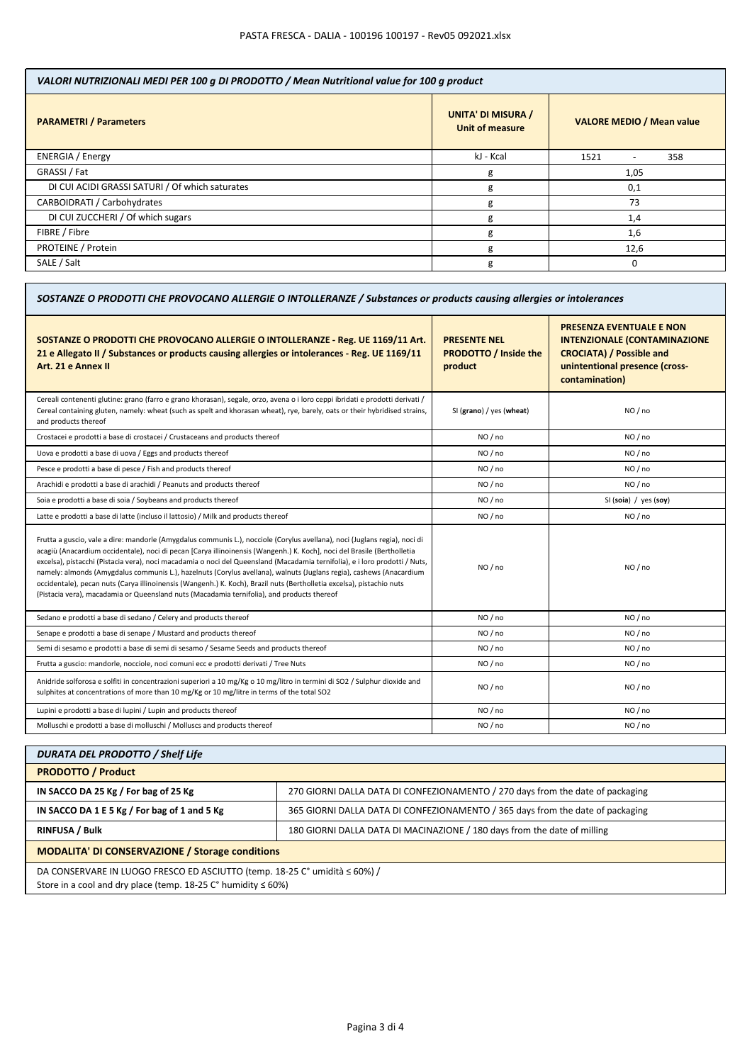| VALORI NUTRIZIONALI MEDI PER 100 g DI PRODOTTO / Mean Nutritional value for 100 g product | | |
|---|---|---|
| **PARAMETRI / Parameters** | **UNITA' DI MISURA / Unit of measure** | **VALORE MEDIO / Mean value** |
| ENERGIA / Energy | kJ - Kcal | 1521 - 358 |
| GRASSI / Fat | g | 1,05 |
| DI CUI ACIDI GRASSI SATURI / Of which saturates | g | 0,1 |
| CARBOIDRATI / Carbohydrates | g | 73 |
| DI CUI ZUCCHERI / Of which sugars | g | 1,4 |
| FIBRE / Fibre | g | 1,6 |
| PROTEINE / Protein | g | 12,6 |
| SALE / Salt | g | 0 |

| SOSTANZE O PRODOTTI CHE PROVOCANO ALLERGIE O INTOLLERANZE / Substances or products causing allergies or intolerances | | |
|---|---|---|
| **SOSTANZE O PRODOTTI CHE PROVOCANO ALLERGIE O INTOLLERANZE - Reg. UE 1169/11 Art. 21 e Allegato II / Substances or products causing allergies or intolerances - Reg. UE 1169/11 Art. 21 e Annex II** | **PRESENTE NEL PRODOTTO / Inside the product** | **PRESENZA EVENTUALE E NON INTENZIONALE (CONTAMINAZIONE CROCIATA) / Possible and unintentional presence (cross-contamination)** |
| Cereali contenenti glutine: grano (farro e grano khorasan), segale, orzo, avena o i loro ceppi ibridati e prodotti derivati / Cereal containing gluten, namely: wheat (such as spelt and khorasan wheat), rye, barely, oats or their hybridised strains, and products thereof | SI (**grano**) / yes (**wheat**) | NO / no |
| Crostacei e prodotti a base di crostacei / Crustaceans and products thereof | NO / no | NO / no |
| Uova e prodotti a base di uova / Eggs and products thereof | NO / no | NO / no |
| Pesce e prodotti a base di pesce / Fish and products thereof | NO / no | NO / no |
| Arachidi e prodotti a base di arachidi / Peanuts and products thereof | NO / no | NO / no |
| Soia e prodotti a base di soia / Soybeans and products thereof | NO / no | SI (**soia**) / yes (**soy**) |
| Latte e prodotti a base di latte (incluso il lattosio) / Milk and products thereof | NO / no | NO / no |
| Frutta a guscio, vale a dire: mandorle (Amygdalus communis L.), nocciole (Corylus avellana), noci (Juglans regia), noci di acagiù (Anacardium occidentale), noci di pecan [Carya illinoinensis (Wangenh.) K. Koch], noci del Brasile (Bertholletia excelsa), pistacchi (Pistacia vera), noci macadamia o noci del Queensland (Macadamia ternifolia), e i loro prodotti / Nuts, namely: almonds (Amygdalus communis L.), hazelnuts (Corylus avellana), walnuts (Juglans regia), cashews (Anacardium occidentale), pecan nuts (Carya illinoinensis (Wangenh.) K. Koch), Brazil nuts (Bertholletia excelsa), pistachio nuts (Pistacia vera), macadamia or Queensland nuts (Macadamia ternifolia), and products thereof | NO / no | NO / no |
| Sedano e prodotti a base di sedano / Celery and products thereof | NO / no | NO / no |
| Senape e prodotti a base di senape / Mustard and products thereof | NO / no | NO / no |
| Semi di sesamo e prodotti a base di semi di sesamo / Sesame Seeds and products thereof | NO / no | NO / no |
| Frutta a guscio: mandorle, nocciole, noci comuni ecc e prodotti derivati / Tree Nuts | NO / no | NO / no |
| Anidride solforosa e solfiti in concentrazioni superiori a 10 mg/Kg o 10 mg/litro in termini di SO2 / Sulphur dioxide and sulphites at concentrations of more than 10 mg/Kg or 10 mg/litre in terms of the total SO2 | NO / no | NO / no |
| Lupini e prodotti a base di lupini / Lupin and products thereof | NO / no | NO / no |
| Molluschi e prodotti a base di molluschi / Molluscs and products thereof | NO / no | NO / no |

| DURATA DEL PRODOTTO / Shelf Life | |
|---|---|
| **PRODOTTO / Product** | |
| **IN SACCO DA 25 Kg / For bag of 25 Kg** | 270 GIORNI DALLA DATA DI CONFEZIONAMENTO / 270 days from the date of packaging |
| **IN SACCO DA 1 E 5 Kg / For bag of 1 and 5 Kg** | 365 GIORNI DALLA DATA DI CONFEZIONAMENTO / 365 days from the date of packaging |
| **RINFUSA / Bulk** | 180 GIORNI DALLA DATA DI MACINAZIONE / 180 days from the date of milling |
| **MODALITA' DI CONSERVAZIONE / Storage conditions** | |
| DA CONSERVARE IN LUOGO FRESCO ED ASCIUTTO (temp. 18-25 C° umidità ≤ 60%) / Store in a cool and dry place (temp. 18-25 C° humidity ≤ 60%) | |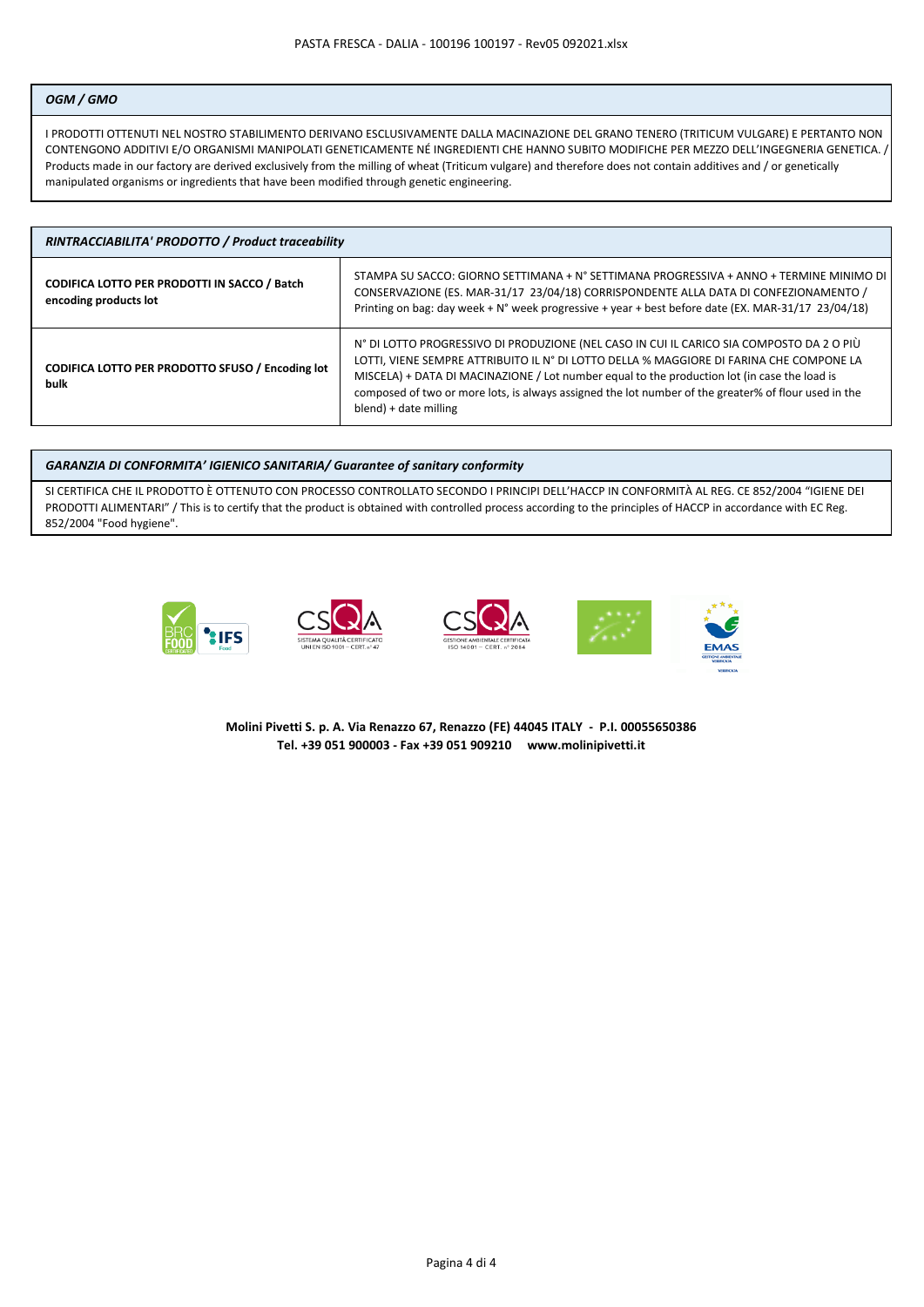## *OGM / GMO*

I PRODOTTI OTTENUTI NEL NOSTRO STABILIMENTO DERIVANO ESCLUSIVAMENTE DALLA MACINAZIONE DEL GRANO TENERO (TRITICUM VULGARE) E PERTANTO NON CONTENGONO ADDITIVI E/O ORGANISMI MANIPOLATI GENETICAMENTE NÉ INGREDIENTI CHE HANNO SUBITO MODIFICHE PER MEZZO DELL'INGEGNERIA GENETICA. / Products made in our factory are derived exclusively from the milling of wheat (Triticum vulgare) and therefore does not contain additives and / or genetically manipulated organisms or ingredients that have been modified through genetic engineering.

## *RINTRACCIABILITA' PRODOTTO / Product traceability*

| | |
|---|---|
| **CODIFICA LOTTO PER PRODOTTI IN SACCO / Batch encoding products lot** | STAMPA SU SACCO: GIORNO SETTIMANA + N° SETTIMANA PROGRESSIVA + ANNO + TERMINE MINIMO DI CONSERVAZIONE (ES. MAR-31/17 23/04/18) CORRISPONDENTE ALLA DATA DI CONFEZIONAMENTO / Printing on bag: day week + N° week progressive + year + best before date (EX. MAR-31/17 23/04/18) |
| **CODIFICA LOTTO PER PRODOTTO SFUSO / Encoding lot bulk** | N° DI LOTTO PROGRESSIVO DI PRODUZIONE (NEL CASO IN CUI IL CARICO SIA COMPOSTO DA 2 O PIÙ LOTTI, VIENE SEMPRE ATTRIBUITO IL N° DI LOTTO DELLA % MAGGIORE DI FARINA CHE COMPONE LA MISCELA) + DATA DI MACINAZIONE / Lot number equal to the production lot (in case the load is composed of two or more lots, is always assigned the lot number of the greater% of flour used in the blend) + date milling |

## *GARANZIA DI CONFORMITA' IGIENICO SANITARIA/ Guarantee of sanitary conformity*

SI CERTIFICA CHE IL PRODOTTO È OTTENUTO CON PROCESSO CONTROLLATO SECONDO I PRINCIPI DELL'HACCP IN CONFORMITÀ AL REG. CE 852/2004 "IGIENE DEI PRODOTTI ALIMENTARI" / This is to certify that the product is obtained with controlled process according to the principles of HACCP in accordance with EC Reg. 852/2004 "Food hygiene".

BRC FOOD CERTIFICATED — IFS Food

CSQA SISTEMA QUALITÀ CERTIFICATO UNI EN ISO 9001 – CERT. n° 47

CSQA GESTIONE AMBIENTALE CERTIFICATA ISO 14001 – CERT. n° 2084

EMAS GESTIONE AMBIENTALE VERIFICATA

**Molini Pivetti S. p. A. Via Renazzo 67, Renazzo (FE) 44045 ITALY - P.I. 00055650386**
**Tel. +39 051 900003 - Fax +39 051 909210 www.molinipivetti.it**